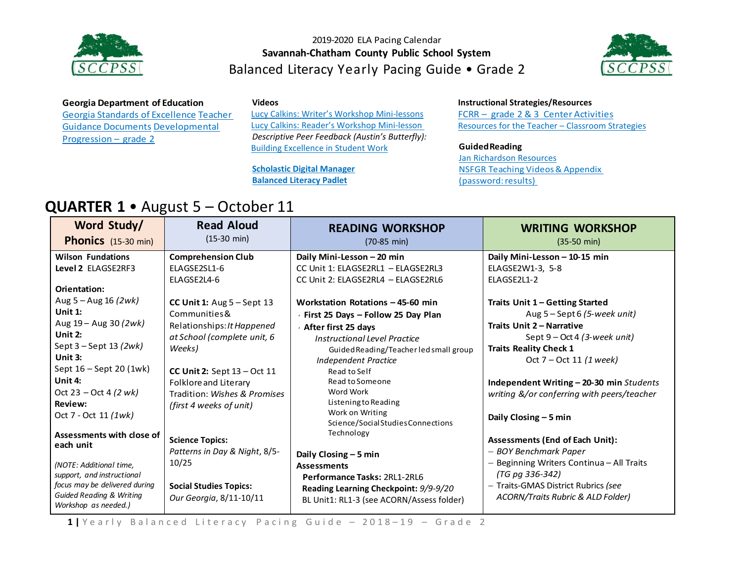2019-2020 ELA Pacing Calendar

**Savannah-Chatham County Public School System**

# Balanced Literacy Yearly Pacing Guide • Grade 2

**Georgia Department of Education**
Georgia Standards of Excellence Teacher Guidance Documents Developmental Progression – grade 2

**Videos**
Lucy Calkins: Writer's Workshop Mini-lessons
Lucy Calkins: Reader's Workshop Mini-lesson
*Descriptive Peer Feedback (Austin's Butterfly):*
Building Excellence in Student Work

**Scholastic Digital Manager**
**Balanced Literacy Padlet**

**Instructional Strategies/Resources**
FCRR – grade 2 & 3 Center Activities
Resources for the Teacher – Classroom Strategies

**Guided Reading**
Jan Richardson Resources
NSFGR Teaching Videos & Appendix (password: results)

## QUARTER 1 • August 5 – October 11

| Word Study/ Phonics (15-30 min) | Read Aloud (15-30 min) | READING WORKSHOP (70-85 min) | WRITING WORKSHOP (35-50 min) |
|---|---|---|---|
| **Wilson Fundations**<br>**Level 2** ELAGSE2RF3<br><br>**Orientation:**<br>Aug 5 – Aug 16 *(2wk)*<br>**Unit 1:**<br>Aug 19 – Aug 30 *(2wk)*<br>**Unit 2:**<br>Sept 3 – Sept 13 *(2wk)*<br>**Unit 3:**<br>Sept 16 – Sept 20 (1wk)<br>**Unit 4:**<br>Oct 23 – Oct 4 *(2 wk)*<br>**Review:**<br>Oct 7 - Oct 11 *(1wk)*<br><br>**Assessments with close of each unit**<br><br>*(NOTE: Additional time, support, and instructional focus may be delivered during Guided Reading & Writing Workshop as needed.)* | **Comprehension Club**<br>ELAGSE2SL1-6<br>ELAGSE2L4-6<br><br>**CC Unit 1:** Aug 5 – Sept 13<br>Communities & Relationships: *It Happened at School (complete unit, 6 Weeks)*<br><br>**CC Unit 2:** Sept 13 – Oct 11<br>Folklore and Literary Tradition: *Wishes & Promises (first 4 weeks of unit)*<br><br>**Science Topics:**<br>*Patterns in Day & Night*, 8/5-10/25<br><br>**Social Studies Topics:**<br>*Our Georgia*, 8/11-10/11 | **Daily Mini-Lesson – 20 min**<br>CC Unit 1: ELAGSE2RL1 – ELAGSE2RL3<br>CC Unit 2: ELAGSE2RL4 – ELAGSE2RL6<br><br>**Workstation Rotations – 45-60 min**<br>- **First 25 Days – Follow 25 Day Plan**<br>- **After first 25 days**<br>*Instructional Level Practice*<br>Guided Reading/Teacher led small group<br>*Independent Practice*<br>Read to Self<br>Read to Someone<br>Word Work<br>Listening to Reading<br>Work on Writing<br>Science/Social Studies Connections<br>Technology<br><br>**Daily Closing – 5 min**<br>**Assessments**<br>**Performance Tasks:** 2RL1-2RL6<br>**Reading Learning Checkpoint:** *9/9-9/20*<br>BL Unit1: RL1-3 (see ACORN/Assess folder) | **Daily Mini-Lesson – 10-15 min**<br>ELAGSE2W1-3, 5-8<br>ELAGSE2L1-2<br><br>**Traits Unit 1 – Getting Started**<br>Aug 5 – Sept 6 *(5-week unit)*<br>**Traits Unit 2 – Narrative**<br>Sept 9 – Oct 4 *(3-week unit)*<br>**Traits Reality Check 1**<br>Oct 7 – Oct 11 *(1 week)*<br><br>**Independent Writing – 20-30 min** *Students writing &/or conferring with peers/teacher*<br><br>**Daily Closing – 5 min**<br><br>**Assessments (End of Each Unit):**<br>– *BOY Benchmark Paper*<br>– Beginning Writers Continua – All Traits *(TG pg 336-342)*<br>– Traits-GMAS District Rubrics *(see ACORN/Traits Rubric & ALD Folder)* |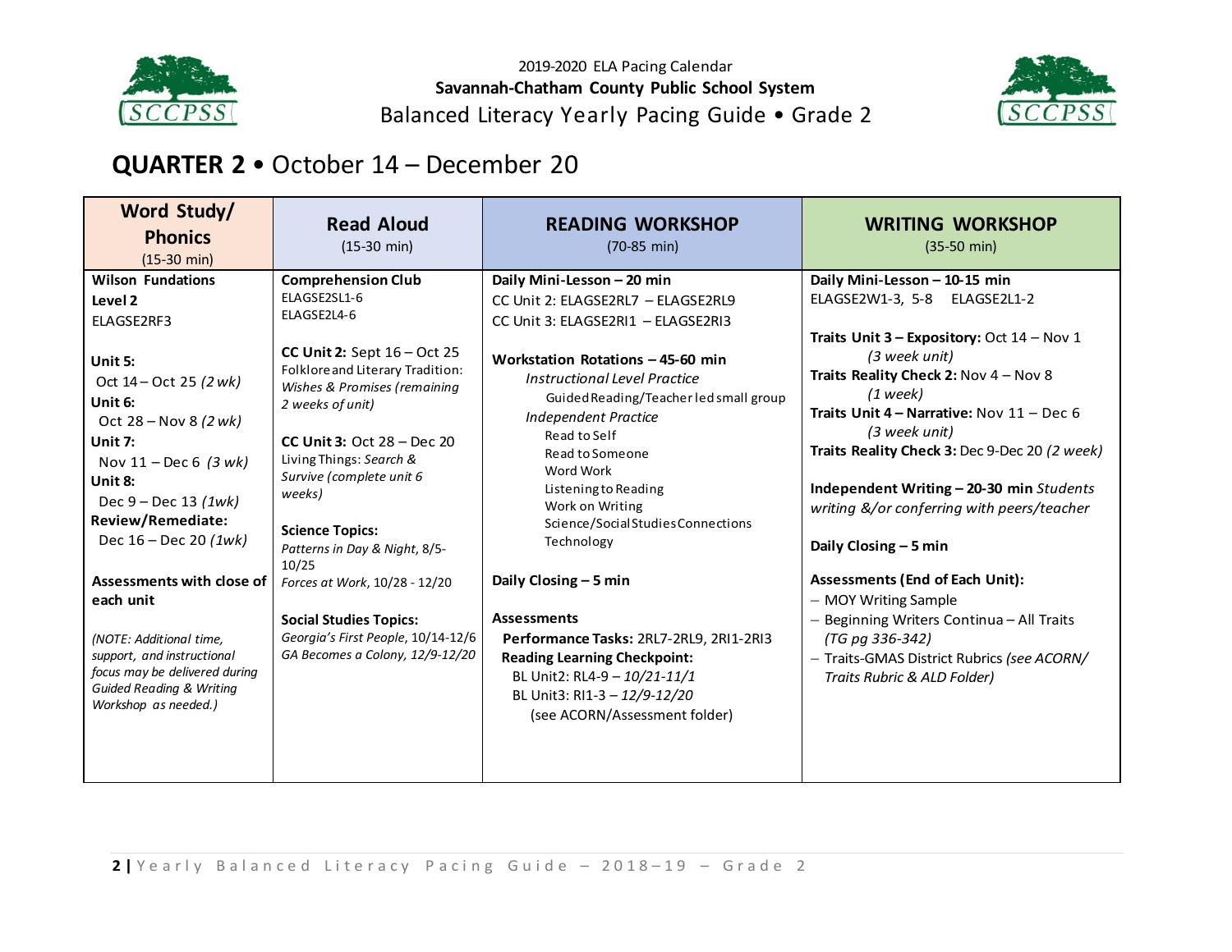2019-2020 ELA Pacing Calendar

**Savannah-Chatham County Public School System**

Balanced Literacy Yearly Pacing Guide • Grade 2

## QUARTER 2 • October 14 – December 20

| Word Study/ Phonics (15-30 min) | Read Aloud (15-30 min) | READING WORKSHOP (70-85 min) | WRITING WORKSHOP (35-50 min) |
|---|---|---|---|
| **Wilson Fundations Level 2**<br>ELAGSE2RF3<br><br>**Unit 5:**<br>Oct 14 – Oct 25 *(2 wk)*<br>**Unit 6:**<br>Oct 28 – Nov 8 *(2 wk)*<br>**Unit 7:**<br>Nov 11 – Dec 6 *(3 wk)*<br>**Unit 8:**<br>Dec 9 – Dec 13 *(1wk)*<br>**Review/Remediate:**<br>Dec 16 – Dec 20 *(1wk)*<br><br>**Assessments with close of each unit**<br><br>*(NOTE: Additional time, support, and instructional focus may be delivered during Guided Reading & Writing Workshop as needed.)* | **Comprehension Club**<br>ELAGSE2SL1-6<br>ELAGSE2L4-6<br><br>**CC Unit 2:** Sept 16 – Oct 25<br>Folklore and Literary Tradition: *Wishes & Promises (remaining 2 weeks of unit)*<br><br>**CC Unit 3:** Oct 28 – Dec 20<br>Living Things: *Search & Survive (complete unit 6 weeks)*<br><br>**Science Topics:**<br>*Patterns in Day & Night*, 8/5-10/25<br>*Forces at Work*, 10/28 - 12/20<br><br>**Social Studies Topics:**<br>*Georgia's First People*, 10/14-12/6<br>*GA Becomes a Colony, 12/9-12/20* | **Daily Mini-Lesson – 20 min**<br>CC Unit 2: ELAGSE2RL7 – ELAGSE2RL9<br>CC Unit 3: ELAGSE2RI1 – ELAGSE2RI3<br><br>**Workstation Rotations – 45-60 min**<br>*Instructional Level Practice*<br>Guided Reading/Teacher led small group<br>*Independent Practice*<br>Read to Self<br>Read to Someone<br>Word Work<br>Listening to Reading<br>Work on Writing<br>Science/Social Studies Connections<br>Technology<br><br>**Daily Closing – 5 min**<br><br>**Assessments**<br>**Performance Tasks:** 2RL7-2RL9, 2RI1-2RI3<br>**Reading Learning Checkpoint:**<br>BL Unit2: RL4-9 – *10/21-11/1*<br>BL Unit3: RI1-3 – *12/9-12/20*<br>(see ACORN/Assessment folder) | **Daily Mini-Lesson – 10-15 min**<br>ELAGSE2W1-3, 5-8 ELAGSE2L1-2<br><br>**Traits Unit 3 – Expository:** Oct 14 – Nov 1 *(3 week unit)*<br>**Traits Reality Check 2:** Nov 4 – Nov 8 *(1 week)*<br>**Traits Unit 4 – Narrative:** Nov 11 – Dec 6 *(3 week unit)*<br>**Traits Reality Check 3:** Dec 9-Dec 20 *(2 week)*<br><br>**Independent Writing – 20-30 min** *Students writing &/or conferring with peers/teacher*<br><br>**Daily Closing – 5 min**<br><br>**Assessments (End of Each Unit):**<br>– MOY Writing Sample<br>– Beginning Writers Continua – All Traits *(TG pg 336-342)*<br>– Traits-GMAS District Rubrics *(see ACORN/ Traits Rubric & ALD Folder)* |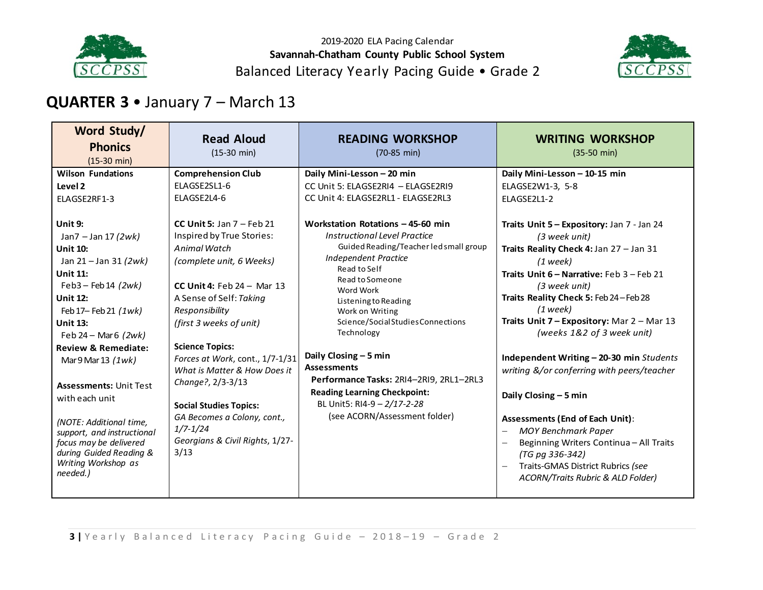2019-2020 ELA Pacing Calendar
**Savannah-Chatham County Public School System**
Balanced Literacy Yearly Pacing Guide • Grade 2

## QUARTER 3 • January 7 – March 13

| **Word Study/ Phonics** (15-30 min) | **Read Aloud** (15-30 min) | **READING WORKSHOP** (70-85 min) | **WRITING WORKSHOP** (35-50 min) |
|---|---|---|---|
| **Wilson Fundations Level 2**<br>ELAGSE2RF1-3<br><br>**Unit 9:**<br>Jan7 – Jan 17 *(2wk)*<br>**Unit 10:**<br>Jan 21 – Jan 31 *(2wk)*<br>**Unit 11:**<br>Feb3 – Feb 14 *(2wk)*<br>**Unit 12:**<br>Feb 17– Feb 21 *(1wk)*<br>**Unit 13:**<br>Feb 24 – Mar 6 *(2wk)*<br>**Review & Remediate:**<br>Mar 9 Mar 13 *(1wk)*<br><br>**Assessments:** Unit Test with each unit<br><br>*(NOTE: Additional time, support, and instructional focus may be delivered during Guided Reading & Writing Workshop as needed.)* | **Comprehension Club**<br>ELAGSE2SL1-6<br>ELAGSE2L4-6<br><br>**CC Unit 5:** Jan 7 – Feb 21<br>Inspired by True Stories: *Animal Watch*<br>*(complete unit, 6 Weeks)*<br><br>**CC Unit 4:** Feb 24 – Mar 13<br>A Sense of Self: *Taking Responsibility*<br>*(first 3 weeks of unit)*<br><br>**Science Topics:**<br>*Forces at Work*, cont., 1/7-1/31<br>*What is Matter & How Does it Change?*, 2/3-3/13<br><br>**Social Studies Topics:**<br>*GA Becomes a Colony, cont., 1/7-1/24*<br>*Georgians & Civil Rights*, 1/27-3/13 | **Daily Mini-Lesson – 20 min**<br>CC Unit 5: ELAGSE2RI4 – ELAGSE2RI9<br>CC Unit 4: ELAGSE2RL1 - ELAGSE2RL3<br><br>**Workstation Rotations – 45-60 min**<br>*Instructional Level Practice*<br>Guided Reading/Teacher led small group<br>*Independent Practice*<br>Read to Self<br>Read to Someone<br>Word Work<br>Listening to Reading<br>Work on Writing<br>Science/Social Studies Connections<br>Technology<br><br>**Daily Closing – 5 min**<br>**Assessments**<br>**Performance Tasks:** 2RI4–2RI9, 2RL1–2RL3<br>**Reading Learning Checkpoint:**<br>BL Unit5: RI4-9 – *2/17-2-28*<br>(see ACORN/Assessment folder) | **Daily Mini-Lesson – 10-15 min**<br>ELAGSE2W1-3, 5-8<br>ELAGSE2L1-2<br><br>**Traits Unit 5 – Expository:** Jan 7 - Jan 24 *(3 week unit)*<br>**Traits Reality Check 4:** Jan 27 – Jan 31 *(1 week)*<br>**Traits Unit 6 – Narrative:** Feb 3 – Feb 21 *(3 week unit)*<br>**Traits Reality Check 5:** Feb 24 – Feb 28 *(1 week)*<br>**Traits Unit 7 – Expository:** Mar 2 – Mar 13 *(weeks 1&2 of 3 week unit)*<br><br>**Independent Writing – 20-30 min** *Students writing &/or conferring with peers/teacher*<br><br>**Daily Closing – 5 min**<br><br>**Assessments (End of Each Unit)**:<br>– *MOY Benchmark Paper*<br>– Beginning Writers Continua – All Traits *(TG pg 336-342)*<br>– Traits-GMAS District Rubrics *(see ACORN/Traits Rubric & ALD Folder)* |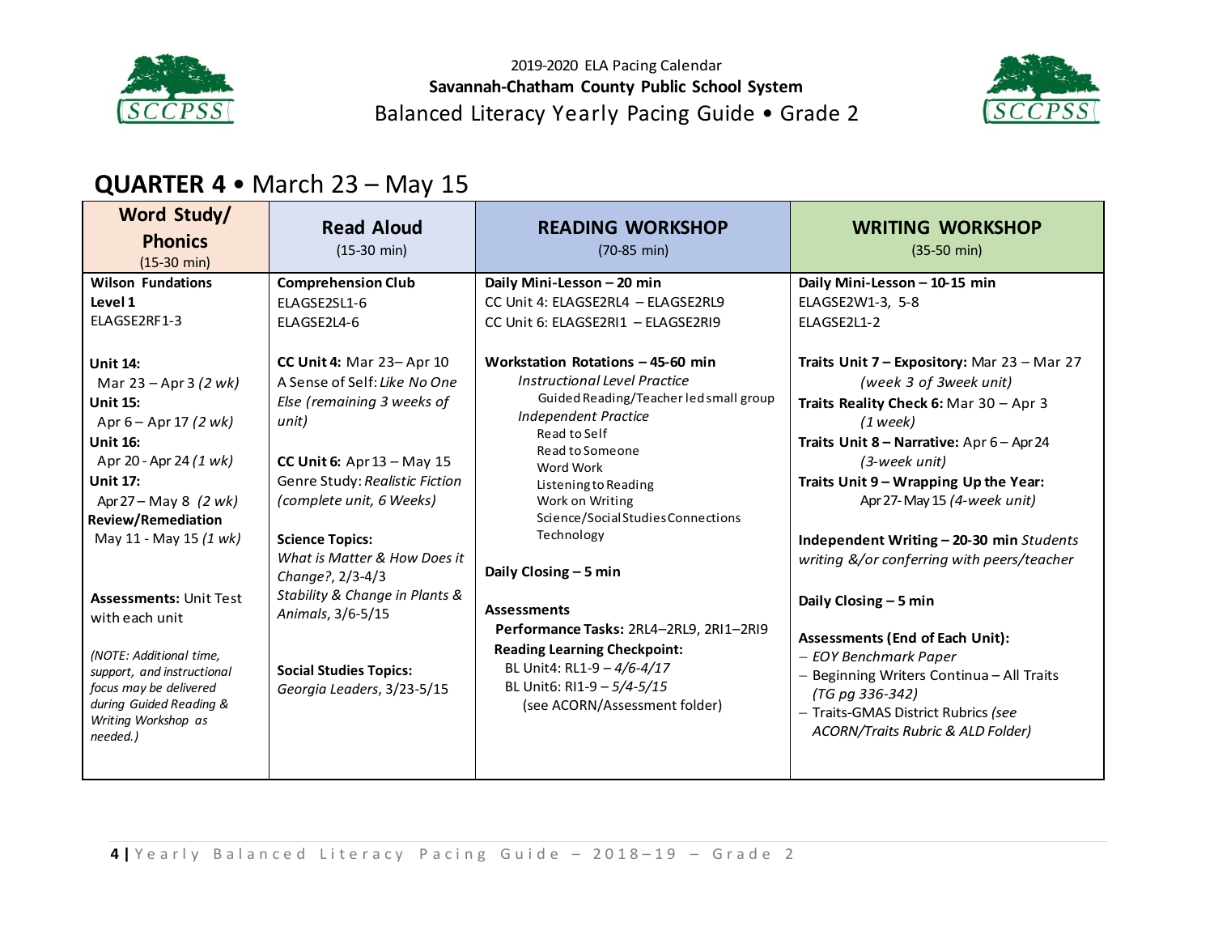2019-2020 ELA Pacing Calendar
**Savannah-Chatham County Public School System**
Balanced Literacy Yearly Pacing Guide • Grade 2

## QUARTER 4 • March 23 – May 15

| Word Study/ Phonics (15-30 min) | Read Aloud (15-30 min) | READING WORKSHOP (70-85 min) | WRITING WORKSHOP (35-50 min) |
|---|---|---|---|
| **Wilson Fundations Level 1**<br>ELAGSE2RF1-3<br><br>**Unit 14:** Mar 23 – Apr 3 *(2 wk)*<br>**Unit 15:** Apr 6 – Apr 17 *(2 wk)*<br>**Unit 16:** Apr 20 - Apr 24 *(1 wk)*<br>**Unit 17:** Apr 27 – May 8 *(2 wk)*<br>**Review/Remediation** May 11 - May 15 *(1 wk)*<br><br>**Assessments:** Unit Test with each unit<br><br>*(NOTE: Additional time, support, and instructional focus may be delivered during Guided Reading & Writing Workshop as needed.)* | **Comprehension Club**<br>ELAGSE2SL1-6<br>ELAGSE2L4-6<br><br>**CC Unit 4:** Mar 23– Apr 10 A Sense of Self: *Like No One Else (remaining 3 weeks of unit)*<br><br>**CC Unit 6:** Apr 13 – May 15 Genre Study: *Realistic Fiction (complete unit, 6 Weeks)*<br><br>**Science Topics:**<br>*What is Matter & How Does it Change?*, 2/3-4/3<br>*Stability & Change in Plants & Animals*, 3/6-5/15<br><br>**Social Studies Topics:**<br>*Georgia Leaders*, 3/23-5/15 | **Daily Mini-Lesson – 20 min**<br>CC Unit 4: ELAGSE2RL4 – ELAGSE2RL9<br>CC Unit 6: ELAGSE2RI1 – ELAGSE2RI9<br><br>**Workstation Rotations – 45-60 min**<br>*Instructional Level Practice*<br>Guided Reading/Teacher led small group<br>*Independent Practice*<br>Read to Self<br>Read to Someone<br>Word Work<br>Listening to Reading<br>Work on Writing<br>Science/Social Studies Connections<br>Technology<br><br>**Daily Closing – 5 min**<br><br>**Assessments**<br>**Performance Tasks:** 2RL4–2RL9, 2RI1–2RI9<br>**Reading Learning Checkpoint:**<br>BL Unit4: RL1-9 – *4/6-4/17*<br>BL Unit6: RI1-9 – *5/4-5/15*<br>(see ACORN/Assessment folder) | **Daily Mini-Lesson – 10-15 min**<br>ELAGSE2W1-3, 5-8<br>ELAGSE2L1-2<br><br>**Traits Unit 7 – Expository:** Mar 23 – Mar 27 *(week 3 of 3week unit)*<br>**Traits Reality Check 6:** Mar 30 – Apr 3 *(1 week)*<br>**Traits Unit 8 – Narrative:** Apr 6 – Apr 24 *(3-week unit)*<br>**Traits Unit 9 – Wrapping Up the Year:** Apr 27- May 15 *(4-week unit)*<br><br>**Independent Writing – 20-30 min** *Students writing &/or conferring with peers/teacher*<br><br>**Daily Closing – 5 min**<br><br>**Assessments (End of Each Unit):**<br>– *EOY Benchmark Paper*<br>– Beginning Writers Continua – All Traits *(TG pg 336-342)*<br>– Traits-GMAS District Rubrics *(see ACORN/Traits Rubric & ALD Folder)* |